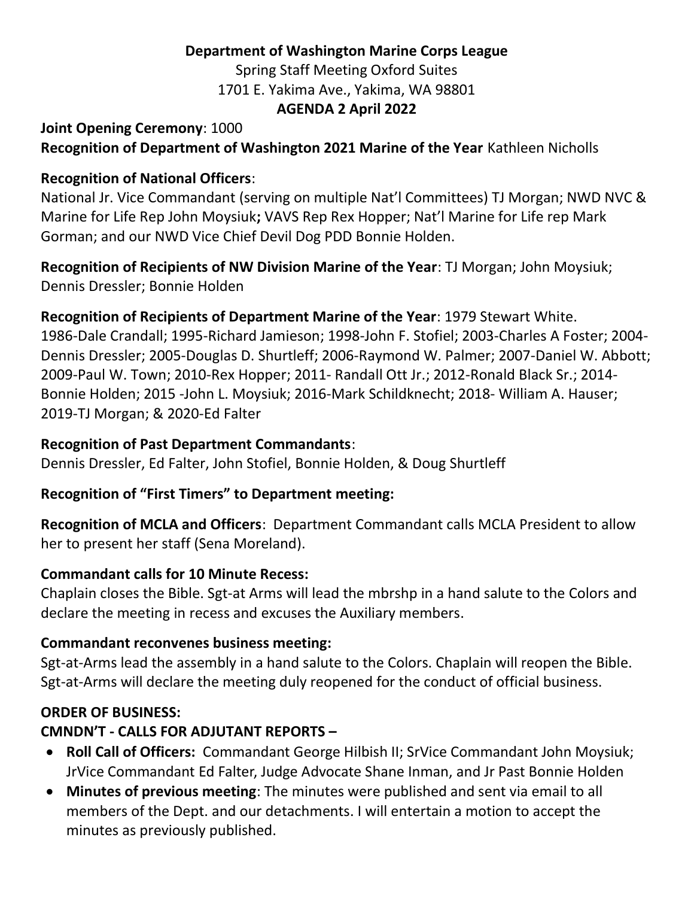**Department of Washington Marine Corps League**

Spring Staff Meeting Oxford Suites

1701 E. Yakima Ave., Yakima, WA 98801

**AGENDA 2 April 2022**

**Joint Opening Ceremony**: 1000

**Recognition of Department of Washington 2021 Marine of the Year** Kathleen Nicholls

**Recognition of National Officers**:

National Jr. Vice Commandant (serving on multiple Nat'l Committees) TJ Morgan; NWD NVC & Marine for Life Rep John Moysiuk**;** VAVS Rep Rex Hopper; Nat'l Marine for Life rep Mark Gorman; and our NWD Vice Chief Devil Dog PDD Bonnie Holden.

**Recognition of Recipients of NW Division Marine of the Year**: TJ Morgan; John Moysiuk; Dennis Dressler; Bonnie Holden

**Recognition of Recipients of Department Marine of the Year**: 1979 Stewart White. 1986-Dale Crandall; 1995-Richard Jamieson; 1998-John F. Stofiel; 2003-Charles A Foster; 2004-Dennis Dressler; 2005-Douglas D. Shurtleff; 2006-Raymond W. Palmer; 2007-Daniel W. Abbott; 2009-Paul W. Town; 2010-Rex Hopper; 2011- Randall Ott Jr.; 2012-Ronald Black Sr.; 2014-Bonnie Holden; 2015 -John L. Moysiuk; 2016-Mark Schildknecht; 2018- William A. Hauser; 2019-TJ Morgan; & 2020-Ed Falter

**Recognition of Past Department Commandants**:

Dennis Dressler, Ed Falter, John Stofiel, Bonnie Holden, & Doug Shurtleff

**Recognition of "First Timers" to Department meeting:**

**Recognition of MCLA and Officers**: Department Commandant calls MCLA President to allow her to present her staff (Sena Moreland).

**Commandant calls for 10 Minute Recess:**

Chaplain closes the Bible. Sgt-at Arms will lead the mbrshp in a hand salute to the Colors and declare the meeting in recess and excuses the Auxiliary members.

**Commandant reconvenes business meeting:**

Sgt-at-Arms lead the assembly in a hand salute to the Colors. Chaplain will reopen the Bible. Sgt-at-Arms will declare the meeting duly reopened for the conduct of official business.

**ORDER OF BUSINESS:**

**CMNDN'T - CALLS FOR ADJUTANT REPORTS –**

- **Roll Call of Officers:** Commandant George Hilbish II; SrVice Commandant John Moysiuk; JrVice Commandant Ed Falter, Judge Advocate Shane Inman, and Jr Past Bonnie Holden
- **Minutes of previous meeting**: The minutes were published and sent via email to all members of the Dept. and our detachments. I will entertain a motion to accept the minutes as previously published.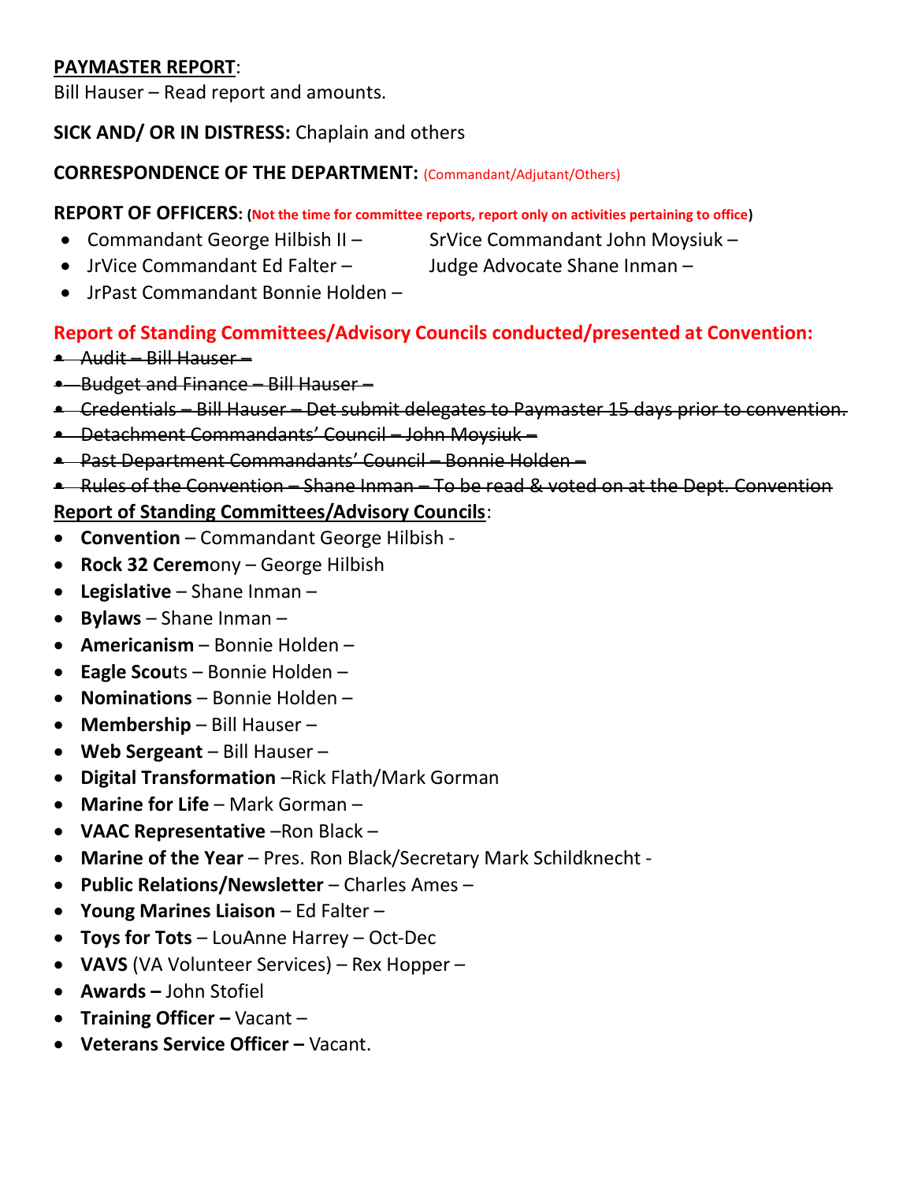**PAYMASTER REPORT**:
Bill Hauser – Read report and amounts.

**SICK AND/ OR IN DISTRESS:** Chaplain and others

**CORRESPONDENCE OF THE DEPARTMENT:** (Commandant/Adjutant/Others)

**REPORT OF OFFICERS: (Not the time for committee reports, report only on activities pertaining to office)**

- Commandant George Hilbish II –
- SrVice Commandant John Moysiuk –
- JrVice Commandant Ed Falter –
- Judge Advocate Shane Inman –
- JrPast Commandant Bonnie Holden –

**Report of Standing Committees/Advisory Councils conducted/presented at Convention:**

- ~~Audit – Bill Hauser –~~
- ~~Budget and Finance – Bill Hauser –~~
- ~~Credentials – Bill Hauser – Det submit delegates to Paymaster 15 days prior to convention.~~
- ~~Detachment Commandants' Council – John Moysiuk –~~
- ~~Past Department Commandants' Council – Bonnie Holden –~~
- ~~Rules of the Convention – Shane Inman – To be read & voted on at the Dept. Convention~~

**Report of Standing Committees/Advisory Councils**:

- **Convention** – Commandant George Hilbish -
- **Rock 32 Ceremony** – George Hilbish
- **Legislative** – Shane Inman –
- **Bylaws** – Shane Inman –
- **Americanism** – Bonnie Holden –
- **Eagle Scouts** – Bonnie Holden –
- **Nominations** – Bonnie Holden –
- **Membership** – Bill Hauser –
- **Web Sergeant** – Bill Hauser –
- **Digital Transformation** –Rick Flath/Mark Gorman
- **Marine for Life** – Mark Gorman –
- **VAAC Representative** –Ron Black –
- **Marine of the Year** – Pres. Ron Black/Secretary Mark Schildknecht -
- **Public Relations/Newsletter** – Charles Ames –
- **Young Marines Liaison** – Ed Falter –
- **Toys for Tots** – LouAnne Harrey – Oct-Dec
- **VAVS** (VA Volunteer Services) – Rex Hopper –
- **Awards –** John Stofiel
- **Training Officer –** Vacant –
- **Veterans Service Officer –** Vacant.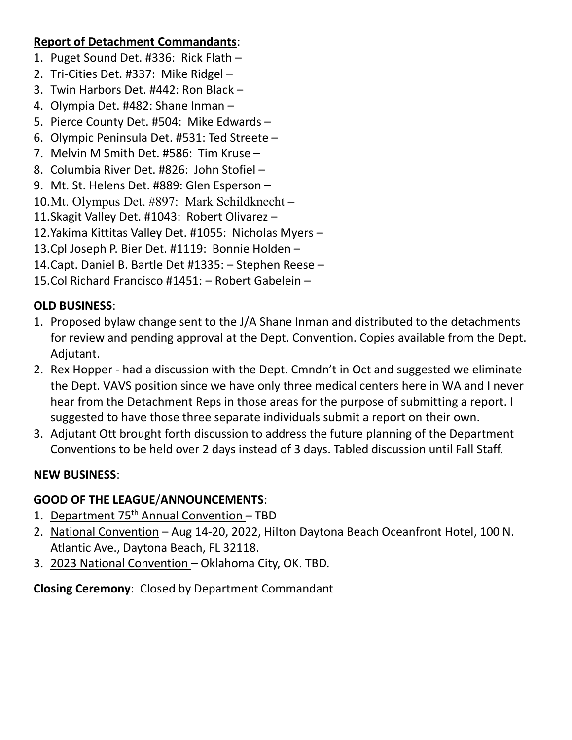**Report of Detachment Commandants**:

1. Puget Sound Det. #336: Rick Flath –
2. Tri-Cities Det. #337: Mike Ridgel –
3. Twin Harbors Det. #442: Ron Black –
4. Olympia Det. #482: Shane Inman –
5. Pierce County Det. #504: Mike Edwards –
6. Olympic Peninsula Det. #531: Ted Streete –
7. Melvin M Smith Det. #586: Tim Kruse –
8. Columbia River Det. #826: John Stofiel –
9. Mt. St. Helens Det. #889: Glen Esperson –
10. Mt. Olympus Det. #897: Mark Schildknecht –
11. Skagit Valley Det. #1043: Robert Olivarez –
12. Yakima Kittitas Valley Det. #1055: Nicholas Myers –
13. Cpl Joseph P. Bier Det. #1119: Bonnie Holden –
14. Capt. Daniel B. Bartle Det #1335: – Stephen Reese –
15. Col Richard Francisco #1451: – Robert Gabelein –

**OLD BUSINESS**:

1. Proposed bylaw change sent to the J/A Shane Inman and distributed to the detachments for review and pending approval at the Dept. Convention. Copies available from the Dept. Adjutant.
2. Rex Hopper - had a discussion with the Dept. Cmndn't in Oct and suggested we eliminate the Dept. VAVS position since we have only three medical centers here in WA and I never hear from the Detachment Reps in those areas for the purpose of submitting a report. I suggested to have those three separate individuals submit a report on their own.
3. Adjutant Ott brought forth discussion to address the future planning of the Department Conventions to be held over 2 days instead of 3 days. Tabled discussion until Fall Staff.

**NEW BUSINESS**:

**GOOD OF THE LEAGUE/ANNOUNCEMENTS**:

1. Department 75th Annual Convention – TBD
2. National Convention – Aug 14-20, 2022, Hilton Daytona Beach Oceanfront Hotel, 100 N. Atlantic Ave., Daytona Beach, FL 32118.
3. 2023 National Convention – Oklahoma City, OK. TBD.

**Closing Ceremony**: Closed by Department Commandant